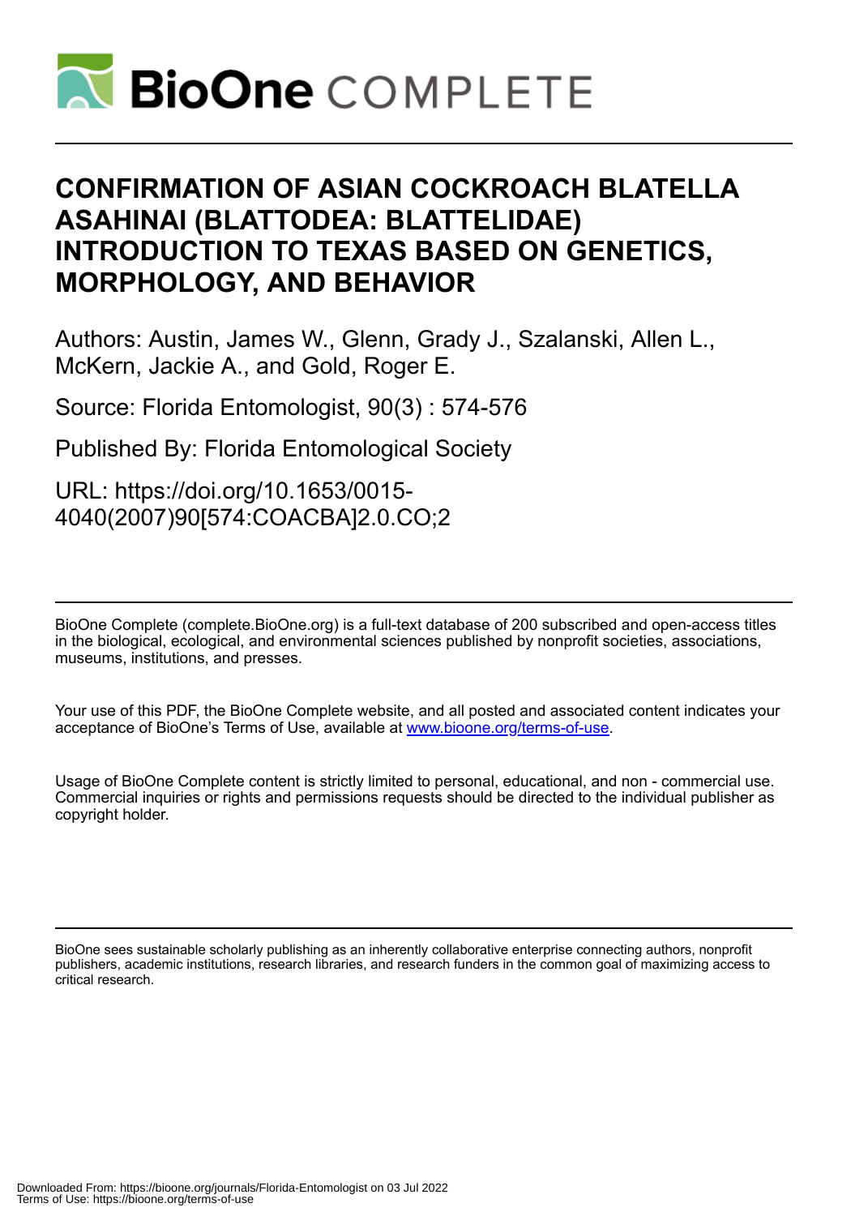# CONFIRMATION OF ASIAN COCKROACH BLATELLA ASAHINAI (BLATTODEA: BLATTELIDAE) INTRODUCTION TO TEXAS BASED ON GENETICS, MORPHOLOGY, AND BEHAVIOR

Authors: Austin, James W., Glenn, Grady J., Szalanski, Allen L., McKern, Jackie A., and Gold, Roger E.

Source: Florida Entomologist, 90(3) : 574-576

Published By: Florida Entomological Society

URL: https://doi.org/10.1653/0015-4040(2007)90[574:COACBA]2.0.CO;2

---

BioOne Complete (complete.BioOne.org) is a full-text database of 200 subscribed and open-access titles in the biological, ecological, and environmental sciences published by nonprofit societies, associations, museums, institutions, and presses.

Your use of this PDF, the BioOne Complete website, and all posted and associated content indicates your acceptance of BioOne's Terms of Use, available at www.bioone.org/terms-of-use.

Usage of BioOne Complete content is strictly limited to personal, educational, and non - commercial use. Commercial inquiries or rights and permissions requests should be directed to the individual publisher as copyright holder.

---

BioOne sees sustainable scholarly publishing as an inherently collaborative enterprise connecting authors, nonprofit publishers, academic institutions, research libraries, and research funders in the common goal of maximizing access to critical research.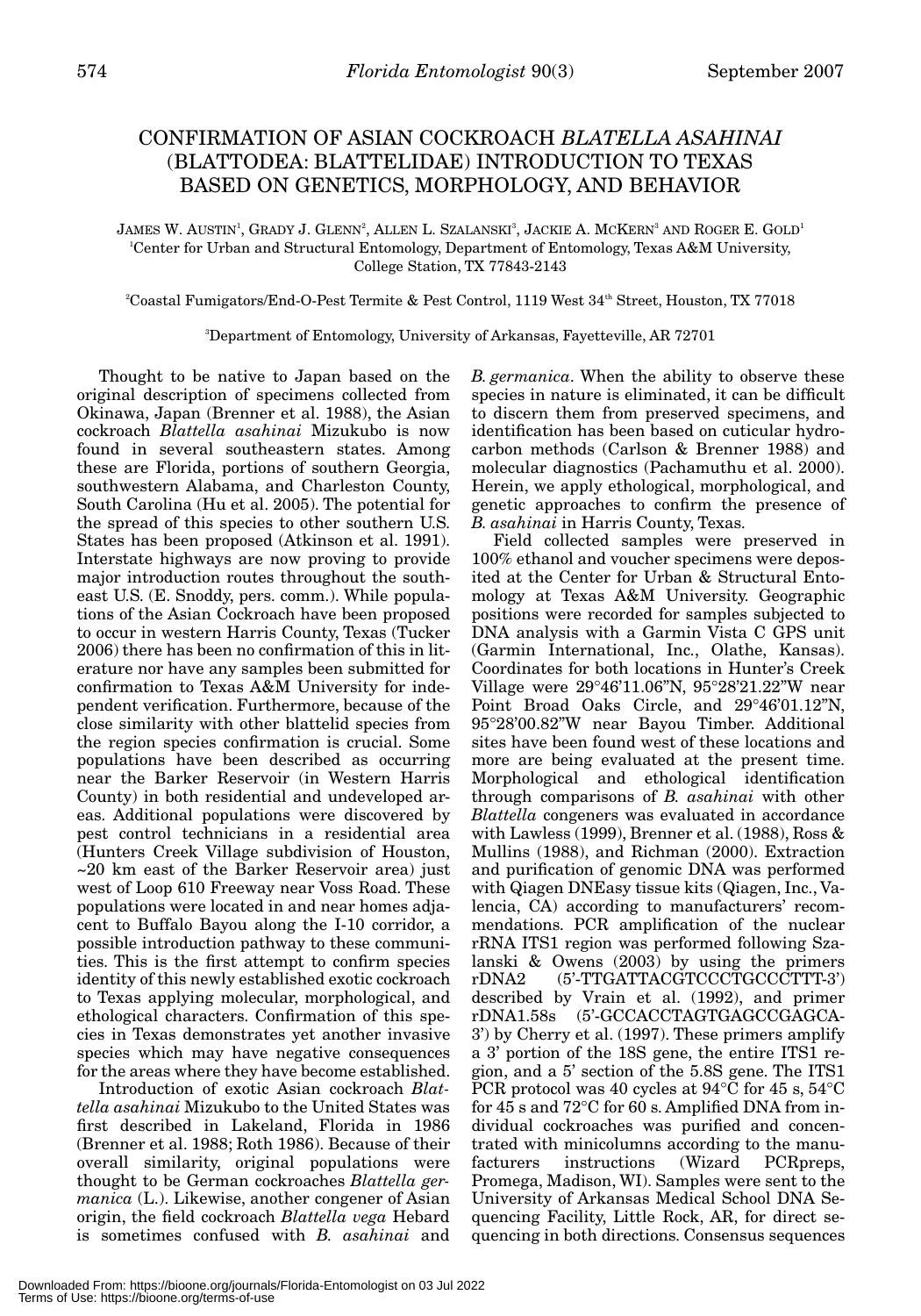# CONFIRMATION OF ASIAN COCKROACH *BLATELLA ASAHINAI* (BLATTODEA: BLATTELIDAE) INTRODUCTION TO TEXAS BASED ON GENETICS, MORPHOLOGY, AND BEHAVIOR

JAMES W. AUSTIN[1], GRADY J. GLENN[2], ALLEN L. SZALANSKI[3], JACKIE A. MCKERN[3] AND ROGER E. GOLD[1]

[1]Center for Urban and Structural Entomology, Department of Entomology, Texas A&M University, College Station, TX 77843-2143

[2]Coastal Fumigators/End-O-Pest Termite & Pest Control, 1119 West 34th Street, Houston, TX 77018

[3]Department of Entomology, University of Arkansas, Fayetteville, AR 72701

Thought to be native to Japan based on the original description of specimens collected from Okinawa, Japan (Brenner et al. 1988), the Asian cockroach *Blattella asahinai* Mizukubo is now found in several southeastern states. Among these are Florida, portions of southern Georgia, southwestern Alabama, and Charleston County, South Carolina (Hu et al. 2005). The potential for the spread of this species to other southern U.S. States has been proposed (Atkinson et al. 1991). Interstate highways are now proving to provide major introduction routes throughout the southeast U.S. (E. Snoddy, pers. comm.). While populations of the Asian Cockroach have been proposed to occur in western Harris County, Texas (Tucker 2006) there has been no confirmation of this in literature nor have any samples been submitted for confirmation to Texas A&M University for independent verification. Furthermore, because of the close similarity with other blattelid species from the region species confirmation is crucial. Some populations have been described as occurring near the Barker Reservoir (in Western Harris County) in both residential and undeveloped areas. Additional populations were discovered by pest control technicians in a residential area (Hunters Creek Village subdivision of Houston, ~20 km east of the Barker Reservoir area) just west of Loop 610 Freeway near Voss Road. These populations were located in and near homes adjacent to Buffalo Bayou along the I-10 corridor, a possible introduction pathway to these communities. This is the first attempt to confirm species identity of this newly established exotic cockroach to Texas applying molecular, morphological, and ethological characters. Confirmation of this species in Texas demonstrates yet another invasive species which may have negative consequences for the areas where they have become established.

Introduction of exotic Asian cockroach *Blattella asahinai* Mizukubo to the United States was first described in Lakeland, Florida in 1986 (Brenner et al. 1988; Roth 1986). Because of their overall similarity, original populations were thought to be German cockroaches *Blattella germanica* (L.). Likewise, another congener of Asian origin, the field cockroach *Blattella vega* Hebard is sometimes confused with *B. asahinai* and *B. germanica*. When the ability to observe these species in nature is eliminated, it can be difficult to discern them from preserved specimens, and identification has been based on cuticular hydrocarbon methods (Carlson & Brenner 1988) and molecular diagnostics (Pachamuthu et al. 2000). Herein, we apply ethological, morphological, and genetic approaches to confirm the presence of *B. asahinai* in Harris County, Texas.

Field collected samples were preserved in 100% ethanol and voucher specimens were deposited at the Center for Urban & Structural Entomology at Texas A&M University. Geographic positions were recorded for samples subjected to DNA analysis with a Garmin Vista C GPS unit (Garmin International, Inc., Olathe, Kansas). Coordinates for both locations in Hunter's Creek Village were 29°46'11.06"N, 95°28'21.22"W near Point Broad Oaks Circle, and 29°46'01.12"N, 95°28'00.82"W near Bayou Timber. Additional sites have been found west of these locations and more are being evaluated at the present time. Morphological and ethological identification through comparisons of *B. asahinai* with other *Blattella* congeners was evaluated in accordance with Lawless (1999), Brenner et al. (1988), Ross & Mullins (1988), and Richman (2000). Extraction and purification of genomic DNA was performed with Qiagen DNEasy tissue kits (Qiagen, Inc., Valencia, CA) according to manufacturers' recommendations. PCR amplification of the nuclear rRNA ITS1 region was performed following Szalanski & Owens (2003) by using the primers rDNA2 (5'-TTGATTACGTCCCTGCCCTTT-3') described by Vrain et al. (1992), and primer rDNA1.58s (5'-GCCACCTAGTGAGCCGAGCA-3') by Cherry et al. (1997). These primers amplify a 3' portion of the 18S gene, the entire ITS1 region, and a 5' section of the 5.8S gene. The ITS1 PCR protocol was 40 cycles at 94°C for 45 s, 54°C for 45 s and 72°C for 60 s. Amplified DNA from individual cockroaches was purified and concentrated with minicolumns according to the manufacturers instructions (Wizard PCRpreps, Promega, Madison, WI). Samples were sent to the University of Arkansas Medical School DNA Sequencing Facility, Little Rock, AR, for direct sequencing in both directions. Consensus sequences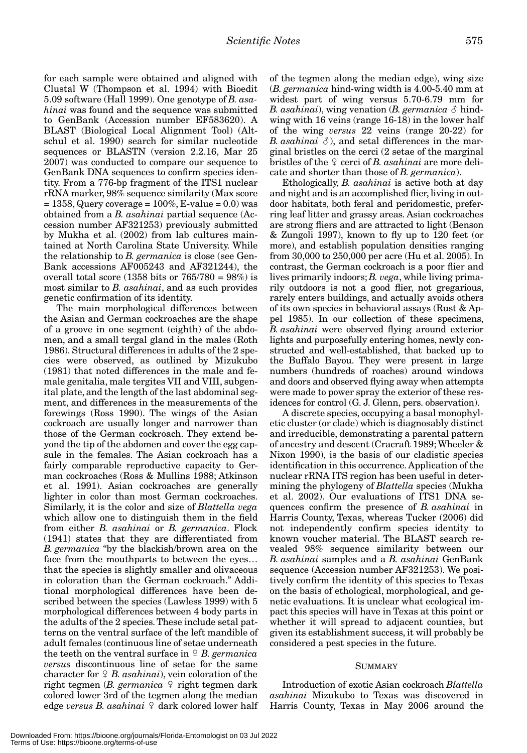for each sample were obtained and aligned with Clustal W (Thompson et al. 1994) with Bioedit 5.09 software (Hall 1999). One genotype of *B. asahinai* was found and the sequence was submitted to GenBank (Accession number EF583620). A BLAST (Biological Local Alignment Tool) (Altschul et al. 1990) search for similar nucleotide sequences or BLASTN (version 2.2.16, Mar 25 2007) was conducted to compare our sequence to GenBank DNA sequences to confirm species identity. From a 776-bp fragment of the ITS1 nuclear rRNA marker, 98% sequence similarity (Max score = 1358, Query coverage = 100%, E-value = 0.0) was obtained from a *B. asahinai* partial sequence (Accession number AF321253) previously submitted by Mukha et al. (2002) from lab cultures maintained at North Carolina State University. While the relationship to *B. germanica* is close (see GenBank accessions AF005243 and AF321244), the overall total score (1358 bits or 765/780 = 98%) is most similar to *B. asahinai*, and as such provides genetic confirmation of its identity.

The main morphological differences between the Asian and German cockroaches are the shape of a groove in one segment (eighth) of the abdomen, and a small tergal gland in the males (Roth 1986). Structural differences in adults of the 2 species were observed, as outlined by Mizukubo (1981) that noted differences in the male and female genitalia, male tergites VII and VIII, subgenital plate, and the length of the last abdominal segment, and differences in the measurements of the forewings (Ross 1990). The wings of the Asian cockroach are usually longer and narrower than those of the German cockroach. They extend beyond the tip of the abdomen and cover the egg capsule in the females. The Asian cockroach has a fairly comparable reproductive capacity to German cockroaches (Ross & Mullins 1988; Atkinson et al. 1991). Asian cockroaches are generally lighter in color than most German cockroaches. Similarly, it is the color and size of *Blattella vega* which allow one to distinguish them in the field from either *B. asahinai* or *B. germanica*. Flock (1941) states that they are differentiated from *B. germanica* "by the blackish/brown area on the face from the mouthparts to between the eyes… that the species is slightly smaller and olivaceous in coloration than the German cockroach." Additional morphological differences have been described between the species (Lawless 1999) with 5 morphological differences between 4 body parts in the adults of the 2 species. These include setal patterns on the ventral surface of the left mandible of adult females (continuous line of setae underneath the teeth on the ventral surface in ♀ *B. germanica versus* discontinuous line of setae for the same character for ♀ *B. asahinai*), vein coloration of the right tegmen (*B. germanica* ♀ right tegmen dark colored lower 3rd of the tegmen along the median edge *versus B. asahinai* ♀ dark colored lower half of the tegmen along the median edge), wing size (*B. germanica* hind-wing width is 4.00-5.40 mm at widest part of wing versus 5.70-6.79 mm for *B. asahinai*), wing venation (*B. germanica* ♂ hindwing with 16 veins (range 16-18) in the lower half of the wing *versus* 22 veins (range 20-22) for *B. asahinai* ♂), and setal differences in the marginal bristles on the cerci (2 setae of the marginal bristles of the ♀ cerci of *B. asahinai* are more delicate and shorter than those of *B. germanica*).

Ethologically, *B. asahinai* is active both at day and night and is an accomplished flier, living in outdoor habitats, both feral and peridomestic, preferring leaf litter and grassy areas. Asian cockroaches are strong fliers and are attracted to light (Benson & Zungoli 1997), known to fly up to 120 feet (or more), and establish population densities ranging from 30,000 to 250,000 per acre (Hu et al. 2005). In contrast, the German cockroach is a poor flier and lives primarily indoors; *B. vega*, while living primarily outdoors is not a good flier, not gregarious, rarely enters buildings, and actually avoids others of its own species in behavioral assays (Rust & Appel 1985). In our collection of these specimens, *B. asahinai* were observed flying around exterior lights and purposefully entering homes, newly constructed and well-established, that backed up to the Buffalo Bayou. They were present in large numbers (hundreds of roaches) around windows and doors and observed flying away when attempts were made to power spray the exterior of these residences for control (G. J. Glenn, pers. observation).

A discrete species, occupying a basal monophyletic cluster (or clade) which is diagnosably distinct and irreducible, demonstrating a parental pattern of ancestry and descent (Cracraft 1989; Wheeler & Nixon 1990), is the basis of our cladistic species identification in this occurrence. Application of the nuclear rRNA ITS region has been useful in determining the phylogeny of *Blattella* species (Mukha et al. 2002). Our evaluations of ITS1 DNA sequences confirm the presence of *B. asahinai* in Harris County, Texas, whereas Tucker (2006) did not independently confirm species identity to known voucher material. The BLAST search revealed 98% sequence similarity between our *B. asahinai* samples and a *B. asahinai* GenBank sequence (Accession number AF321253). We positively confirm the identity of this species to Texas on the basis of ethological, morphological, and genetic evaluations. It is unclear what ecological impact this species will have in Texas at this point or whether it will spread to adjacent counties, but given its establishment success, it will probably be considered a pest species in the future.

## SUMMARY

Introduction of exotic Asian cockroach *Blattella asahinai* Mizukubo to Texas was discovered in Harris County, Texas in May 2006 around the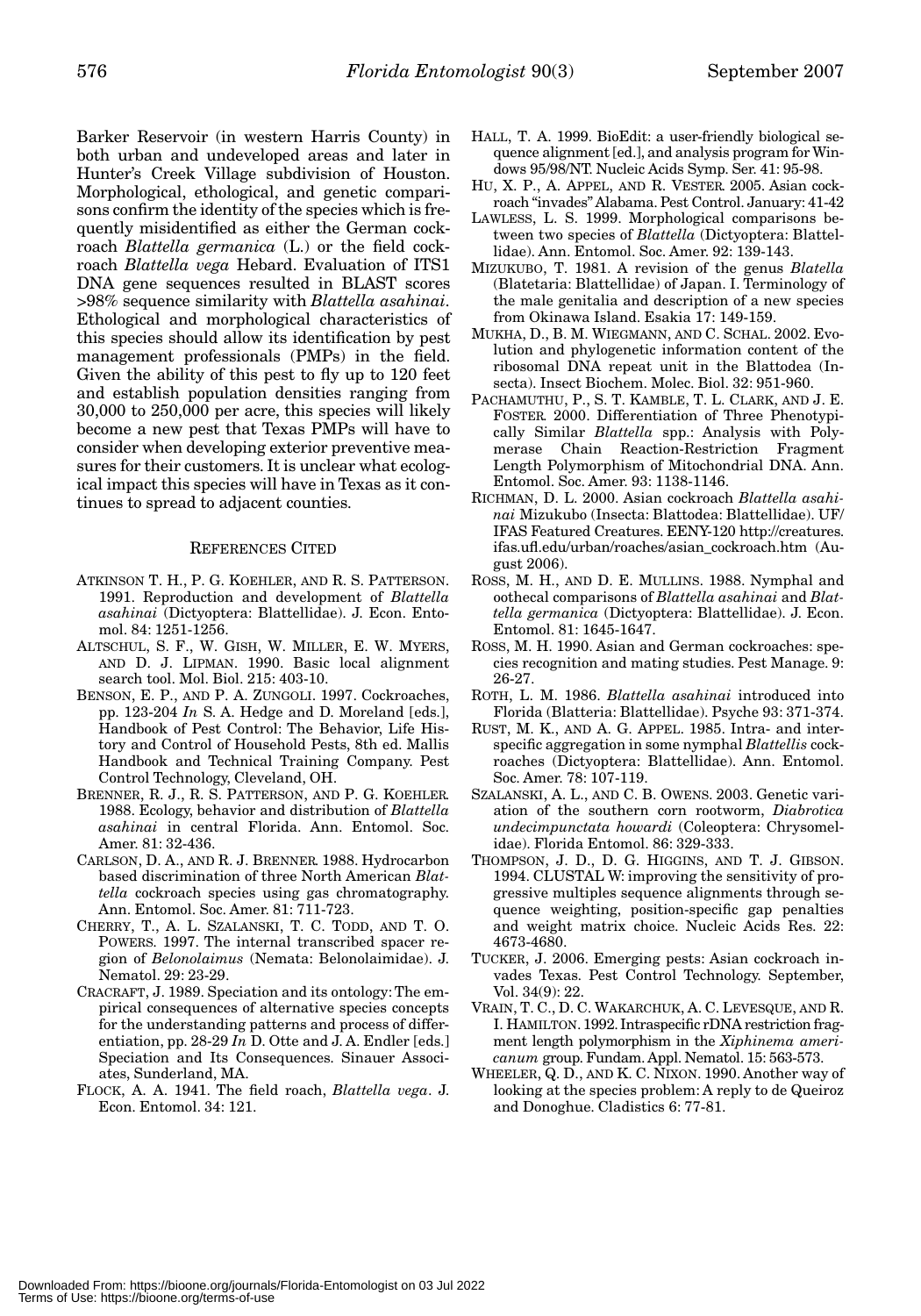Barker Reservoir (in western Harris County) in both urban and undeveloped areas and later in Hunter's Creek Village subdivision of Houston. Morphological, ethological, and genetic comparisons confirm the identity of the species which is frequently misidentified as either the German cockroach *Blattella germanica* (L.) or the field cockroach *Blattella vega* Hebard. Evaluation of ITS1 DNA gene sequences resulted in BLAST scores >98% sequence similarity with *Blattella asahinai*. Ethological and morphological characteristics of this species should allow its identification by pest management professionals (PMPs) in the field. Given the ability of this pest to fly up to 120 feet and establish population densities ranging from 30,000 to 250,000 per acre, this species will likely become a new pest that Texas PMPs will have to consider when developing exterior preventive measures for their customers. It is unclear what ecological impact this species will have in Texas as it continues to spread to adjacent counties.

## REFERENCES CITED

ATKINSON T. H., P. G. KOEHLER, AND R. S. PATTERSON. 1991. Reproduction and development of *Blattella asahinai* (Dictyoptera: Blattellidae). J. Econ. Entomol. 84: 1251-1256.

ALTSCHUL, S. F., W. GISH, W. MILLER, E. W. MYERS, AND D. J. LIPMAN. 1990. Basic local alignment search tool. Mol. Biol. 215: 403-10.

BENSON, E. P., AND P. A. ZUNGOLI. 1997. Cockroaches, pp. 123-204 *In* S. A. Hedge and D. Moreland [eds.], Handbook of Pest Control: The Behavior, Life History and Control of Household Pests, 8th ed. Mallis Handbook and Technical Training Company. Pest Control Technology, Cleveland, OH.

BRENNER, R. J., R. S. PATTERSON, AND P. G. KOEHLER. 1988. Ecology, behavior and distribution of *Blattella asahinai* in central Florida. Ann. Entomol. Soc. Amer. 81: 32-436.

CARLSON, D. A., AND R. J. BRENNER. 1988. Hydrocarbon based discrimination of three North American *Blattella* cockroach species using gas chromatography. Ann. Entomol. Soc. Amer. 81: 711-723.

CHERRY, T., A. L. SZALANSKI, T. C. TODD, AND T. O. POWERS. 1997. The internal transcribed spacer region of *Belonolaimus* (Nemata: Belonolaimidae). J. Nematol. 29: 23-29.

CRACRAFT, J. 1989. Speciation and its ontology: The empirical consequences of alternative species concepts for the understanding patterns and process of differentiation, pp. 28-29 *In* D. Otte and J. A. Endler [eds.] Speciation and Its Consequences. Sinauer Associates, Sunderland, MA.

FLOCK, A. A. 1941. The field roach, *Blattella vega*. J. Econ. Entomol. 34: 121.

HALL, T. A. 1999. BioEdit: a user-friendly biological sequence alignment [ed.], and analysis program for Windows 95/98/NT. Nucleic Acids Symp. Ser. 41: 95-98.

HU, X. P., A. APPEL, AND R. VESTER. 2005. Asian cockroach "invades" Alabama. Pest Control. January: 41-42

LAWLESS, L. S. 1999. Morphological comparisons between two species of *Blattella* (Dictyoptera: Blattellidae). Ann. Entomol. Soc. Amer. 92: 139-143.

MIZUKUBO, T. 1981. A revision of the genus *Blatella* (Blatetaria: Blattellidae) of Japan. I. Terminology of the male genitalia and description of a new species from Okinawa Island. Esakia 17: 149-159.

MUKHA, D., B. M. WIEGMANN, AND C. SCHAL. 2002. Evolution and phylogenetic information content of the ribosomal DNA repeat unit in the Blattodea (Insecta). Insect Biochem. Molec. Biol. 32: 951-960.

PACHAMUTHU, P., S. T. KAMBLE, T. L. CLARK, AND J. E. FOSTER. 2000. Differentiation of Three Phenotypically Similar *Blattella* spp.: Analysis with Polymerase Chain Reaction-Restriction Fragment Length Polymorphism of Mitochondrial DNA. Ann. Entomol. Soc. Amer. 93: 1138-1146.

RICHMAN, D. L. 2000. Asian cockroach *Blattella asahinai* Mizukubo (Insecta: Blattodea: Blattellidae). UF/IFAS Featured Creatures. EENY-120 http://creatures.ifas.ufl.edu/urban/roaches/asian_cockroach.htm (August 2006).

ROSS, M. H., AND D. E. MULLINS. 1988. Nymphal and oothecal comparisons of *Blattella asahinai* and *Blattella germanica* (Dictyoptera: Blattellidae). J. Econ. Entomol. 81: 1645-1647.

ROSS, M. H. 1990. Asian and German cockroaches: species recognition and mating studies. Pest Manage. 9: 26-27.

ROTH, L. M. 1986. *Blattella asahinai* introduced into Florida (Blatteria: Blattellidae). Psyche 93: 371-374.

RUST, M. K., AND A. G. APPEL. 1985. Intra- and interspecific aggregation in some nymphal *Blattellis* cockroaches (Dictyoptera: Blattellidae). Ann. Entomol. Soc. Amer. 78: 107-119.

SZALANSKI, A. L., AND C. B. OWENS. 2003. Genetic variation of the southern corn rootworm, *Diabrotica undecimpunctata howardi* (Coleoptera: Chrysomelidae). Florida Entomol. 86: 329-333.

THOMPSON, J. D., D. G. HIGGINS, AND T. J. GIBSON. 1994. CLUSTAL W: improving the sensitivity of progressive multiples sequence alignments through sequence weighting, position-specific gap penalties and weight matrix choice. Nucleic Acids Res. 22: 4673-4680.

TUCKER, J. 2006. Emerging pests: Asian cockroach invades Texas. Pest Control Technology. September, Vol. 34(9): 22.

VRAIN, T. C., D. C. WAKARCHUK, A. C. LEVESQUE, AND R. I. HAMILTON. 1992. Intraspecific rDNA restriction fragment length polymorphism in the *Xiphinema americanum* group. Fundam. Appl. Nematol. 15: 563-573.

WHEELER, Q. D., AND K. C. NIXON. 1990. Another way of looking at the species problem: A reply to de Queiroz and Donoghue. Cladistics 6: 77-81.